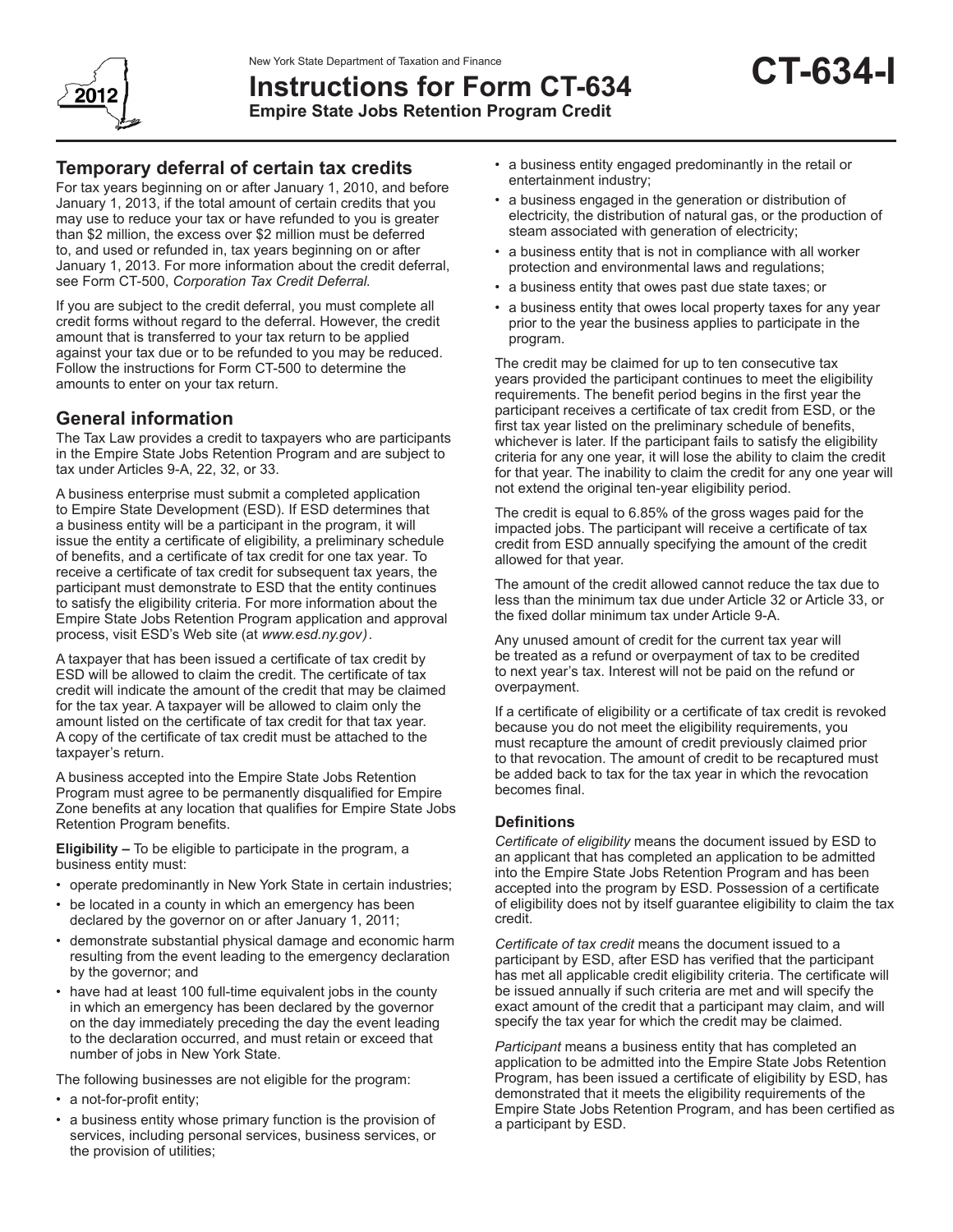New York State Department of Taxation and Finance

# Instructions for Form CT-634

**Empire State Jobs Retention Program Credit**

**CT-634-I**

2012

## Temporary deferral of certain tax credits

For tax years beginning on or after January 1, 2010, and before January 1, 2013, if the total amount of certain credits that you may use to reduce your tax or have refunded to you is greater than $2 million, the excess over $2 million must be deferred to, and used or refunded in, tax years beginning on or after January 1, 2013. For more information about the credit deferral, see Form CT-500, *Corporation Tax Credit Deferral.*

If you are subject to the credit deferral, you must complete all credit forms without regard to the deferral. However, the credit amount that is transferred to your tax return to be applied against your tax due or to be refunded to you may be reduced. Follow the instructions for Form CT-500 to determine the amounts to enter on your tax return.

## General information

The Tax Law provides a credit to taxpayers who are participants in the Empire State Jobs Retention Program and are subject to tax under Articles 9-A, 22, 32, or 33.

A business enterprise must submit a completed application to Empire State Development (ESD). If ESD determines that a business entity will be a participant in the program, it will issue the entity a certificate of eligibility, a preliminary schedule of benefits, and a certificate of tax credit for one tax year. To receive a certificate of tax credit for subsequent tax years, the participant must demonstrate to ESD that the entity continues to satisfy the eligibility criteria. For more information about the Empire State Jobs Retention Program application and approval process, visit ESD's Web site (at *www.esd.ny.gov)*.

A taxpayer that has been issued a certificate of tax credit by ESD will be allowed to claim the credit. The certificate of tax credit will indicate the amount of the credit that may be claimed for the tax year. A taxpayer will be allowed to claim only the amount listed on the certificate of tax credit for that tax year. A copy of the certificate of tax credit must be attached to the taxpayer's return.

A business accepted into the Empire State Jobs Retention Program must agree to be permanently disqualified for Empire Zone benefits at any location that qualifies for Empire State Jobs Retention Program benefits.

**Eligibility –** To be eligible to participate in the program, a business entity must:

- operate predominantly in New York State in certain industries;
- be located in a county in which an emergency has been declared by the governor on or after January 1, 2011;
- demonstrate substantial physical damage and economic harm resulting from the event leading to the emergency declaration by the governor; and
- have had at least 100 full-time equivalent jobs in the county in which an emergency has been declared by the governor on the day immediately preceding the day the event leading to the declaration occurred, and must retain or exceed that number of jobs in New York State.

The following businesses are not eligible for the program:

- a not-for-profit entity;
- a business entity whose primary function is the provision of services, including personal services, business services, or the provision of utilities;
- a business entity engaged predominantly in the retail or entertainment industry;
- a business engaged in the generation or distribution of electricity, the distribution of natural gas, or the production of steam associated with generation of electricity;
- a business entity that is not in compliance with all worker protection and environmental laws and regulations;
- a business entity that owes past due state taxes; or
- a business entity that owes local property taxes for any year prior to the year the business applies to participate in the program.

The credit may be claimed for up to ten consecutive tax years provided the participant continues to meet the eligibility requirements. The benefit period begins in the first year the participant receives a certificate of tax credit from ESD, or the first tax year listed on the preliminary schedule of benefits, whichever is later. If the participant fails to satisfy the eligibility criteria for any one year, it will lose the ability to claim the credit for that year. The inability to claim the credit for any one year will not extend the original ten-year eligibility period.

The credit is equal to 6.85% of the gross wages paid for the impacted jobs. The participant will receive a certificate of tax credit from ESD annually specifying the amount of the credit allowed for that year.

The amount of the credit allowed cannot reduce the tax due to less than the minimum tax due under Article 32 or Article 33, or the fixed dollar minimum tax under Article 9-A.

Any unused amount of credit for the current tax year will be treated as a refund or overpayment of tax to be credited to next year's tax. Interest will not be paid on the refund or overpayment.

If a certificate of eligibility or a certificate of tax credit is revoked because you do not meet the eligibility requirements, you must recapture the amount of credit previously claimed prior to that revocation. The amount of credit to be recaptured must be added back to tax for the tax year in which the revocation becomes final.

### Definitions

*Certificate of eligibility* means the document issued by ESD to an applicant that has completed an application to be admitted into the Empire State Jobs Retention Program and has been accepted into the program by ESD. Possession of a certificate of eligibility does not by itself guarantee eligibility to claim the tax credit.

*Certificate of tax credit* means the document issued to a participant by ESD, after ESD has verified that the participant has met all applicable credit eligibility criteria. The certificate will be issued annually if such criteria are met and will specify the exact amount of the credit that a participant may claim, and will specify the tax year for which the credit may be claimed.

*Participant* means a business entity that has completed an application to be admitted into the Empire State Jobs Retention Program, has been issued a certificate of eligibility by ESD, has demonstrated that it meets the eligibility requirements of the Empire State Jobs Retention Program, and has been certified as a participant by ESD.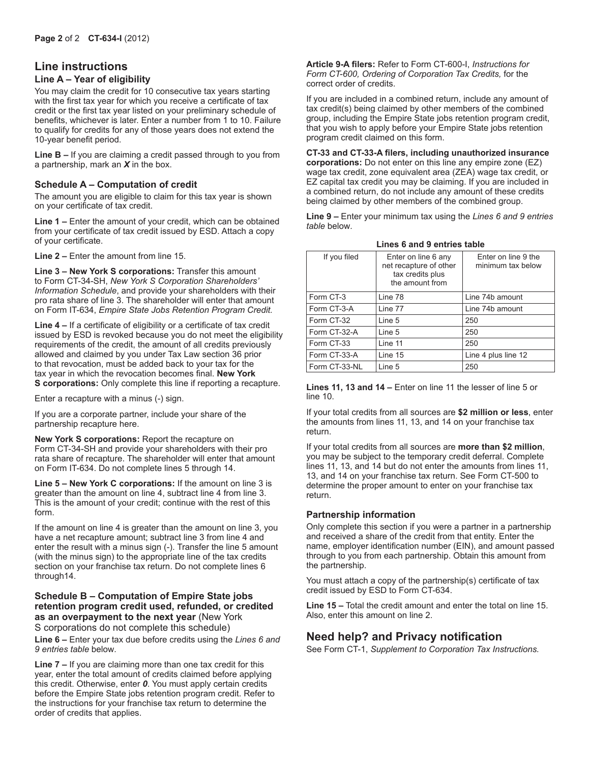## Line instructions

### Line A – Year of eligibility

You may claim the credit for 10 consecutive tax years starting with the first tax year for which you receive a certificate of tax credit or the first tax year listed on your preliminary schedule of benefits, whichever is later. Enter a number from 1 to 10. Failure to qualify for credits for any of those years does not extend the 10-year benefit period.

**Line B –** If you are claiming a credit passed through to you from a partnership, mark an ***X*** in the box.

### Schedule A – Computation of credit

The amount you are eligible to claim for this tax year is shown on your certificate of tax credit.

**Line 1 –** Enter the amount of your credit, which can be obtained from your certificate of tax credit issued by ESD. Attach a copy of your certificate.

**Line 2 –** Enter the amount from line 15.

**Line 3 – New York S corporations:** Transfer this amount to Form CT-34-SH, *New York S Corporation Shareholders' Information Schedule*, and provide your shareholders with their pro rata share of line 3. The shareholder will enter that amount on Form IT-634, *Empire State Jobs Retention Program Credit.*

**Line 4 –** If a certificate of eligibility or a certificate of tax credit issued by ESD is revoked because you do not meet the eligibility requirements of the credit, the amount of all credits previously allowed and claimed by you under Tax Law section 36 prior to that revocation, must be added back to your tax for the tax year in which the revocation becomes final. **New York S corporations:** Only complete this line if reporting a recapture.

Enter a recapture with a minus (-) sign.

If you are a corporate partner, include your share of the partnership recapture here.

**New York S corporations:** Report the recapture on Form CT-34-SH and provide your shareholders with their pro rata share of recapture. The shareholder will enter that amount on Form IT-634. Do not complete lines 5 through 14.

**Line 5 – New York C corporations:** If the amount on line 3 is greater than the amount on line 4, subtract line 4 from line 3. This is the amount of your credit; continue with the rest of this form.

If the amount on line 4 is greater than the amount on line 3, you have a net recapture amount; subtract line 3 from line 4 and enter the result with a minus sign (-). Transfer the line 5 amount (with the minus sign) to the appropriate line of the tax credits section on your franchise tax return. Do not complete lines 6 through14.

### Schedule B – Computation of Empire State jobs retention program credit used, refunded, or credited as an overpayment to the next year (New York S corporations do not complete this schedule)

**Line 6 –** Enter your tax due before credits using the *Lines 6 and 9 entries table* below.

**Line 7 –** If you are claiming more than one tax credit for this year, enter the total amount of credits claimed before applying this credit. Otherwise, enter ***0***. You must apply certain credits before the Empire State jobs retention program credit. Refer to the instructions for your franchise tax return to determine the order of credits that applies.

**Article 9-A filers:** Refer to Form CT-600-I, *Instructions for Form CT-600, Ordering of Corporation Tax Credits,* for the correct order of credits.

If you are included in a combined return, include any amount of tax credit(s) being claimed by other members of the combined group, including the Empire State jobs retention program credit, that you wish to apply before your Empire State jobs retention program credit claimed on this form.

**CT-33 and CT-33-A filers, including unauthorized insurance corporations:** Do not enter on this line any empire zone (EZ) wage tax credit, zone equivalent area (ZEA) wage tax credit, or EZ capital tax credit you may be claiming. If you are included in a combined return, do not include any amount of these credits being claimed by other members of the combined group.

**Line 9 –** Enter your minimum tax using the *Lines 6 and 9 entries table* below.

**Lines 6 and 9 entries table**

| If you filed | Enter on line 6 any net recapture of other tax credits plus the amount from | Enter on line 9 the minimum tax below |
|---|---|---|
| Form CT-3 | Line 78 | Line 74b amount |
| Form CT-3-A | Line 77 | Line 74b amount |
| Form CT-32 | Line 5 | 250 |
| Form CT-32-A | Line 5 | 250 |
| Form CT-33 | Line 11 | 250 |
| Form CT-33-A | Line 15 | Line 4 plus line 12 |
| Form CT-33-NL | Line 5 | 250 |

**Lines 11, 13 and 14 –** Enter on line 11 the lesser of line 5 or line 10.

If your total credits from all sources are **$2 million or less**, enter the amounts from lines 11, 13, and 14 on your franchise tax return.

If your total credits from all sources are **more than $2 million**, you may be subject to the temporary credit deferral. Complete lines 11, 13, and 14 but do not enter the amounts from lines 11, 13, and 14 on your franchise tax return. See Form CT-500 to determine the proper amount to enter on your franchise tax return.

### Partnership information

Only complete this section if you were a partner in a partnership and received a share of the credit from that entity. Enter the name, employer identification number (EIN), and amount passed through to you from each partnership. Obtain this amount from the partnership.

You must attach a copy of the partnership(s) certificate of tax credit issued by ESD to Form CT-634.

**Line 15 –** Total the credit amount and enter the total on line 15. Also, enter this amount on line 2.

## Need help? and Privacy notification

See Form CT-1, *Supplement to Corporation Tax Instructions.*